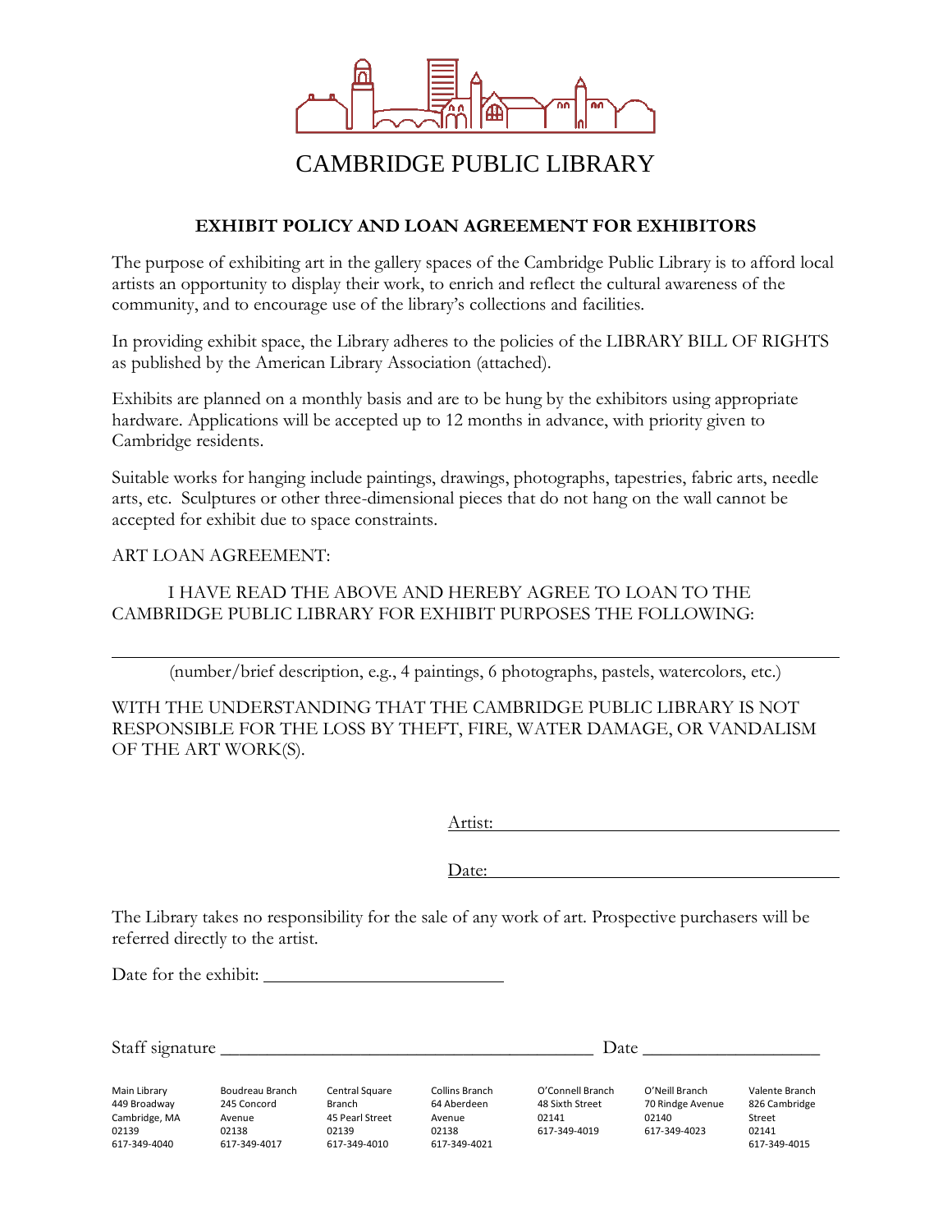# CAMBRIDGE PUBLIC LIBRARY

## EXHIBIT POLICY AND LOAN AGREEMENT FOR EXHIBITORS

The purpose of exhibiting art in the gallery spaces of the Cambridge Public Library is to afford local artists an opportunity to display their work, to enrich and reflect the cultural awareness of the community, and to encourage use of the library's collections and facilities.

In providing exhibit space, the Library adheres to the policies of the LIBRARY BILL OF RIGHTS as published by the American Library Association (attached).

Exhibits are planned on a monthly basis and are to be hung by the exhibitors using appropriate hardware. Applications will be accepted up to 12 months in advance, with priority given to Cambridge residents.

Suitable works for hanging include paintings, drawings, photographs, tapestries, fabric arts, needle arts, etc. Sculptures or other three-dimensional pieces that do not hang on the wall cannot be accepted for exhibit due to space constraints.

ART LOAN AGREEMENT:

I HAVE READ THE ABOVE AND HEREBY AGREE TO LOAN TO THE CAMBRIDGE PUBLIC LIBRARY FOR EXHIBIT PURPOSES THE FOLLOWING:

________________________________________________________________________

(number/brief description, e.g., 4 paintings, 6 photographs, pastels, watercolors, etc.)

WITH THE UNDERSTANDING THAT THE CAMBRIDGE PUBLIC LIBRARY IS NOT RESPONSIBLE FOR THE LOSS BY THEFT, FIRE, WATER DAMAGE, OR VANDALISM OF THE ART WORK(S).

Artist: ________________________________________

Date: ________________________________________

The Library takes no responsibility for the sale of any work of art. Prospective purchasers will be referred directly to the artist.

Date for the exhibit: ___________________________

Staff signature __________________________________________ Date ___________________

| Main Library | Boudreau Branch | Central Square Branch | Collins Branch | O'Connell Branch | O'Neill Branch | Valente Branch |
| --- | --- | --- | --- | --- | --- | --- |
| 449 Broadway | 245 Concord Avenue | 45 Pearl Street | 64 Aberdeen Avenue | 48 Sixth Street | 70 Rindge Avenue | 826 Cambridge Street |
| Cambridge, MA 02139 | 02138 | 02139 | 02138 | 02141 | 02140 | 02141 |
| 617-349-4040 | 617-349-4017 | 617-349-4010 | 617-349-4021 | 617-349-4019 | 617-349-4023 | 617-349-4015 |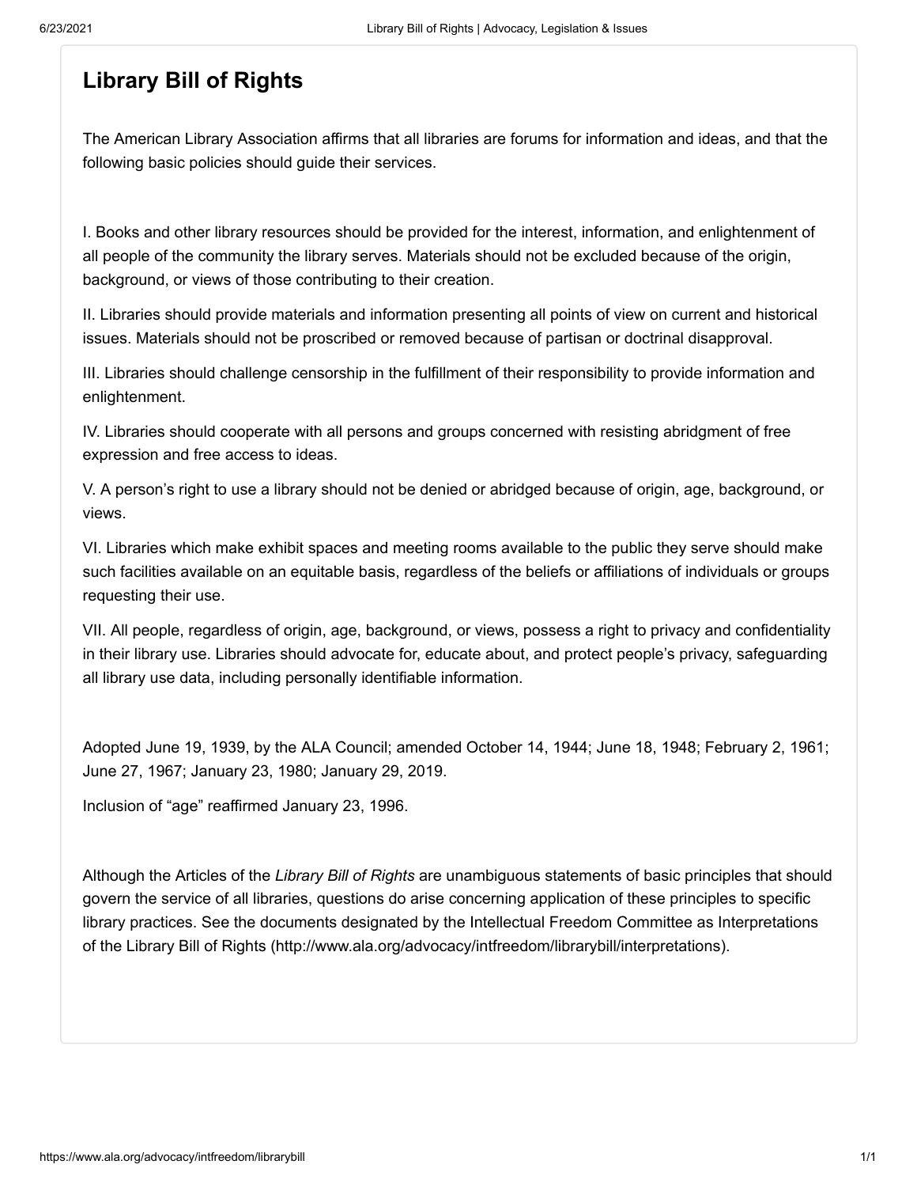# Library Bill of Rights

The American Library Association affirms that all libraries are forums for information and ideas, and that the following basic policies should guide their services.

I. Books and other library resources should be provided for the interest, information, and enlightenment of all people of the community the library serves. Materials should not be excluded because of the origin, background, or views of those contributing to their creation.

II. Libraries should provide materials and information presenting all points of view on current and historical issues. Materials should not be proscribed or removed because of partisan or doctrinal disapproval.

III. Libraries should challenge censorship in the fulfillment of their responsibility to provide information and enlightenment.

IV. Libraries should cooperate with all persons and groups concerned with resisting abridgment of free expression and free access to ideas.

V. A person's right to use a library should not be denied or abridged because of origin, age, background, or views.

VI. Libraries which make exhibit spaces and meeting rooms available to the public they serve should make such facilities available on an equitable basis, regardless of the beliefs or affiliations of individuals or groups requesting their use.

VII. All people, regardless of origin, age, background, or views, possess a right to privacy and confidentiality in their library use. Libraries should advocate for, educate about, and protect people's privacy, safeguarding all library use data, including personally identifiable information.

Adopted June 19, 1939, by the ALA Council; amended October 14, 1944; June 18, 1948; February 2, 1961; June 27, 1967; January 23, 1980; January 29, 2019.

Inclusion of "age" reaffirmed January 23, 1996.

Although the Articles of the *Library Bill of Rights* are unambiguous statements of basic principles that should govern the service of all libraries, questions do arise concerning application of these principles to specific library practices. See the documents designated by the Intellectual Freedom Committee as Interpretations of the Library Bill of Rights (http://www.ala.org/advocacy/intfreedom/librarybill/interpretations).